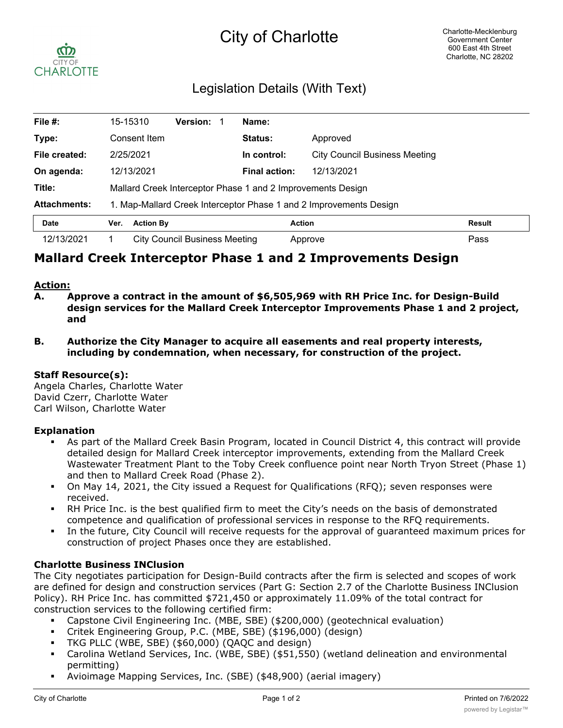# City of Charlotte

Charlotte-Mecklenburg Government Center
600 East 4th Street
Charlotte, NC 28202

## Legislation Details (With Text)

| | | | | | |
|---|---|---|---|---|---|
| **File #:** | 15-15310 | **Version:** 1 | **Name:** | | |
| **Type:** | Consent Item | | **Status:** | Approved | |
| **File created:** | 2/25/2021 | | **In control:** | City Council Business Meeting | |
| **On agenda:** | 12/13/2021 | | **Final action:** | 12/13/2021 | |
| **Title:** | Mallard Creek Interceptor Phase 1 and 2 Improvements Design | | | | |
| **Attachments:** | 1. Map-Mallard Creek Interceptor Phase 1 and 2 Improvements Design | | | | |

| Date | Ver. | Action By | Action | Result |
|---|---|---|---|---|
| 12/13/2021 | 1 | City Council Business Meeting | Approve | Pass |

# Mallard Creek Interceptor Phase 1 and 2 Improvements Design

**Action:**

**A. Approve a contract in the amount of $6,505,969 with RH Price Inc. for Design-Build design services for the Mallard Creek Interceptor Improvements Phase 1 and 2 project, and**

**B. Authorize the City Manager to acquire all easements and real property interests, including by condemnation, when necessary, for construction of the project.**

**Staff Resource(s):**
Angela Charles, Charlotte Water
David Czerr, Charlotte Water
Carl Wilson, Charlotte Water

**Explanation**

- As part of the Mallard Creek Basin Program, located in Council District 4, this contract will provide detailed design for Mallard Creek interceptor improvements, extending from the Mallard Creek Wastewater Treatment Plant to the Toby Creek confluence point near North Tryon Street (Phase 1) and then to Mallard Creek Road (Phase 2).
- On May 14, 2021, the City issued a Request for Qualifications (RFQ); seven responses were received.
- RH Price Inc. is the best qualified firm to meet the City's needs on the basis of demonstrated competence and qualification of professional services in response to the RFQ requirements.
- In the future, City Council will receive requests for the approval of guaranteed maximum prices for construction of project Phases once they are established.

**Charlotte Business INClusion**

The City negotiates participation for Design-Build contracts after the firm is selected and scopes of work are defined for design and construction services (Part G: Section 2.7 of the Charlotte Business INClusion Policy). RH Price Inc. has committed $721,450 or approximately 11.09% of the total contract for construction services to the following certified firm:

- Capstone Civil Engineering Inc. (MBE, SBE) ($200,000) (geotechnical evaluation)
- Critek Engineering Group, P.C. (MBE, SBE) ($196,000) (design)
- TKG PLLC (WBE, SBE) ($60,000) (QAQC and design)
- Carolina Wetland Services, Inc. (WBE, SBE) ($51,550) (wetland delineation and environmental permitting)
- Avioimage Mapping Services, Inc. (SBE) ($48,900) (aerial imagery)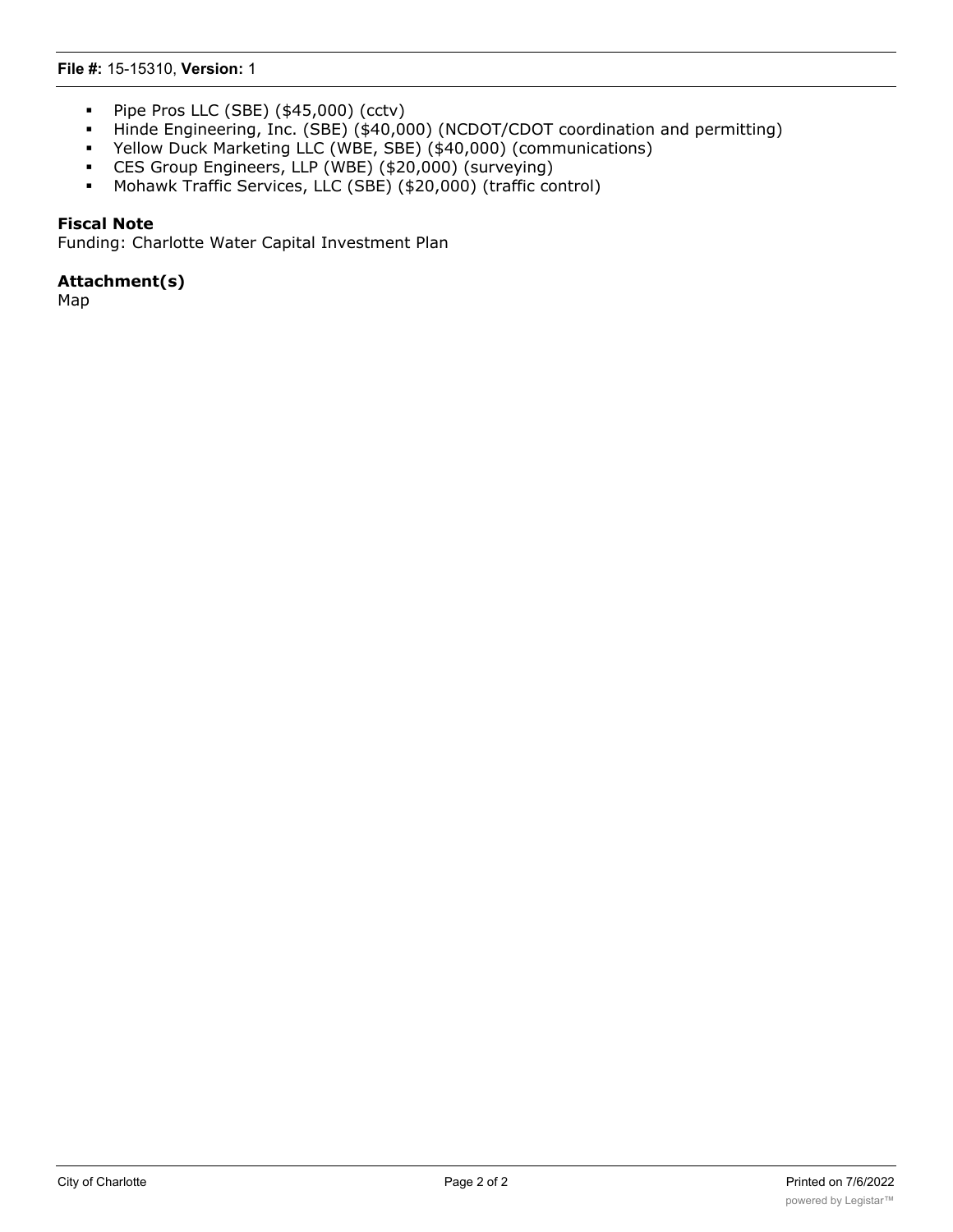- Pipe Pros LLC (SBE) ($45,000) (cctv)
- Hinde Engineering, Inc. (SBE) ($40,000) (NCDOT/CDOT coordination and permitting)
- Yellow Duck Marketing LLC (WBE, SBE) ($40,000) (communications)
- CES Group Engineers, LLP (WBE) ($20,000) (surveying)
- Mohawk Traffic Services, LLC (SBE) ($20,000) (traffic control)

**Fiscal Note**

Funding: Charlotte Water Capital Investment Plan

**Attachment(s)**

Map